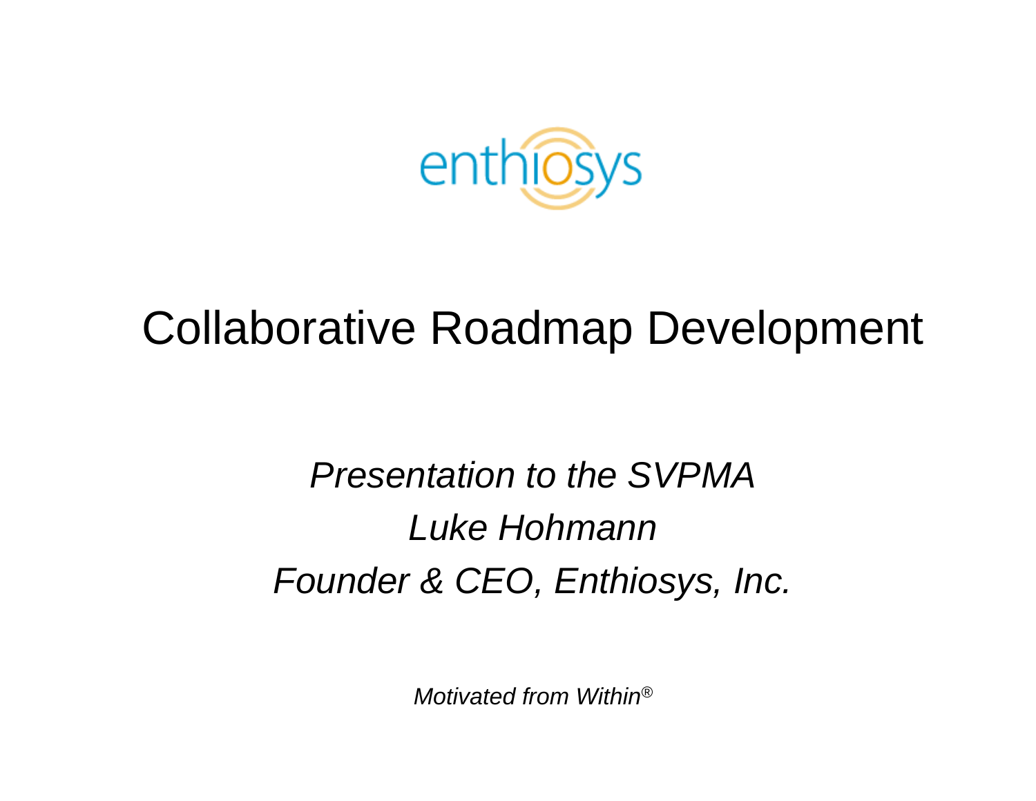enthiosys

# Collaborative Roadmap Development

*Presentation to the SVPMA*

*Luke Hohmann*

*Founder & CEO, Enthiosys, Inc.*

*Motivated from Within®*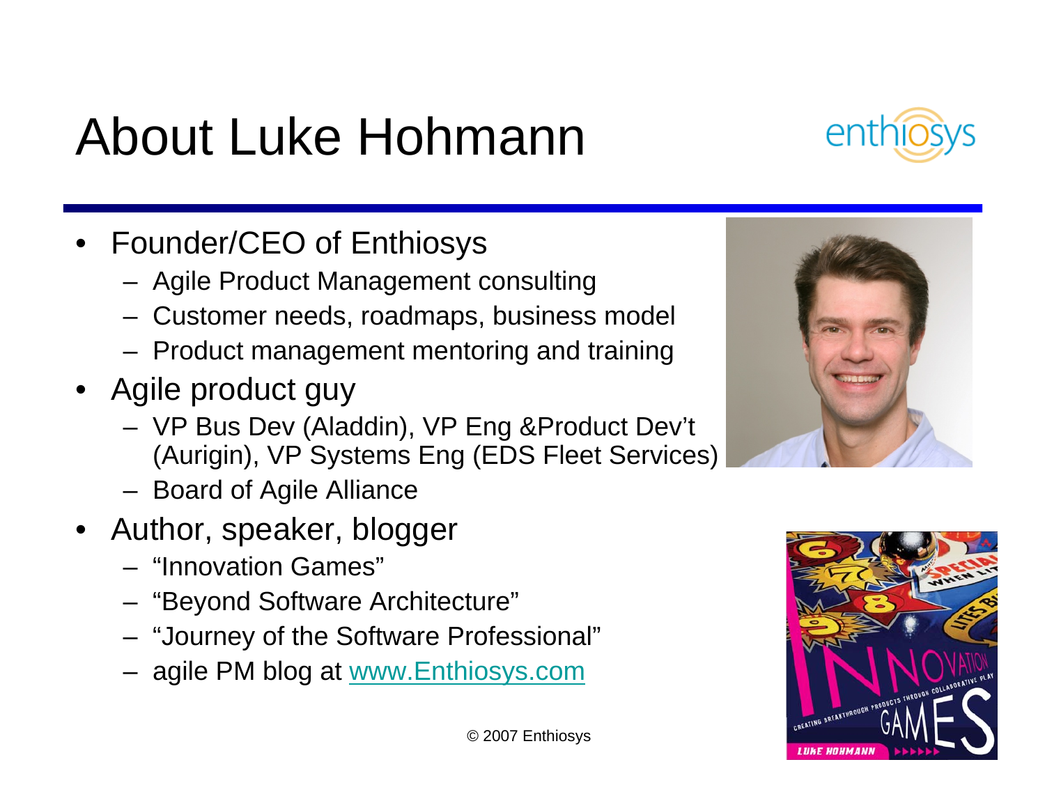# About Luke Hohmann

- Founder/CEO of Enthiosys
  - Agile Product Management consulting
  - Customer needs, roadmaps, business model
  - Product management mentoring and training
- Agile product guy
  - VP Bus Dev (Aladdin), VP Eng &Product Dev't (Aurigin), VP Systems Eng (EDS Fleet Services)
  - Board of Agile Alliance
- Author, speaker, blogger
  - "Innovation Games"
  - "Beyond Software Architecture"
  - "Journey of the Software Professional"
  - agile PM blog at [www.Enthiosys.com](http://www.Enthiosys.com)

© 2007 Enthiosys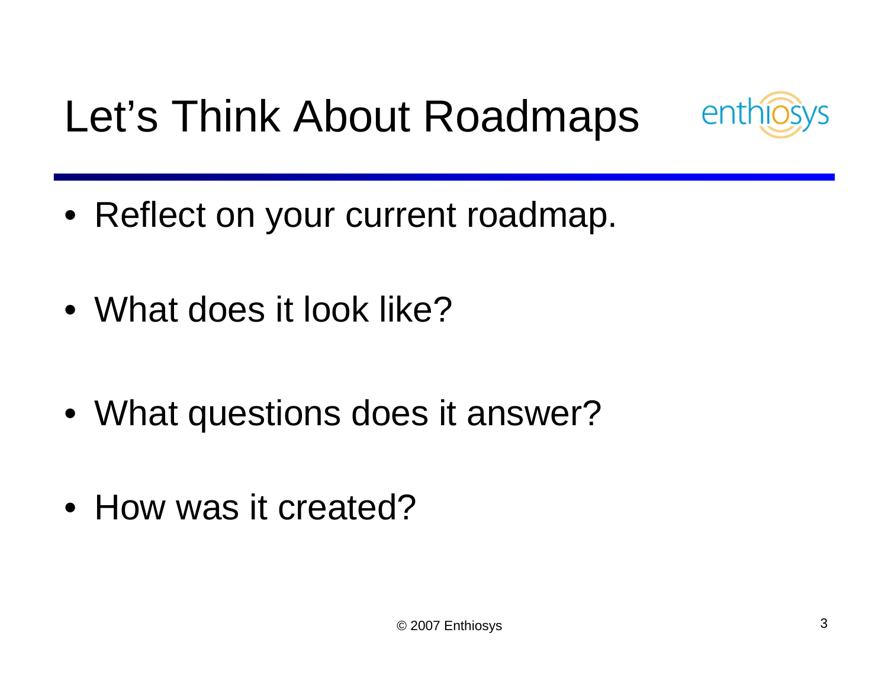# Let's Think About Roadmaps

- Reflect on your current roadmap.
- What does it look like?
- What questions does it answer?
- How was it created?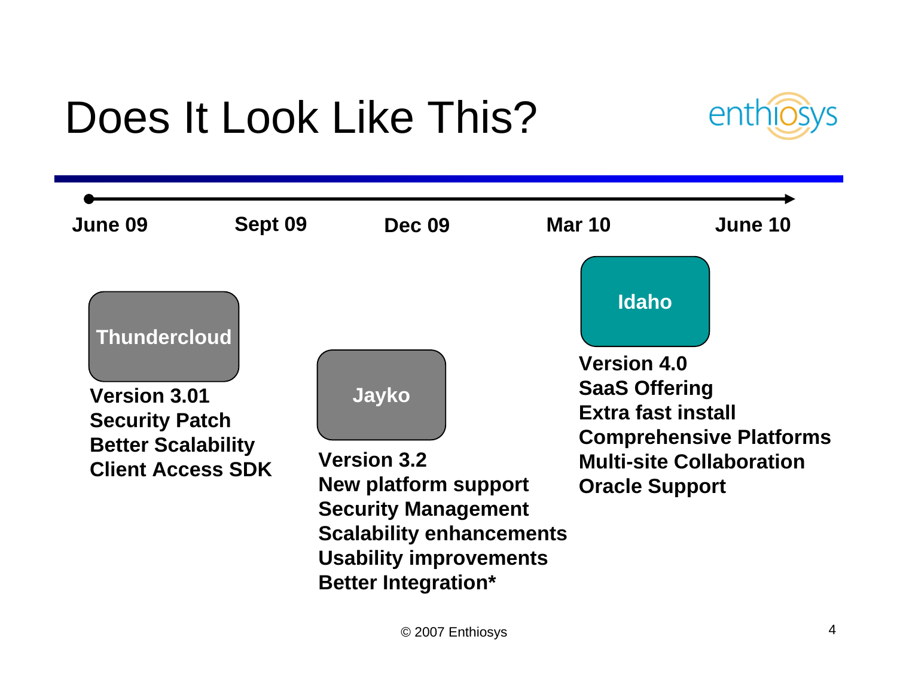# Does It Look Like This?

June 09 — Sept 09 — Dec 09 — Mar 10 — June 10

**Thundercloud**

**Version 3.01**
**Security Patch**
**Better Scalability**
**Client Access SDK**

**Jayko**

**Version 3.2**
**New platform support**
**Security Management**
**Scalability enhancements**
**Usability improvements**
**Better Integration***

**Idaho**

**Version 4.0**
**SaaS Offering**
**Extra fast install**
**Comprehensive Platforms**
**Multi-site Collaboration**
**Oracle Support**

© 2007 Enthiosys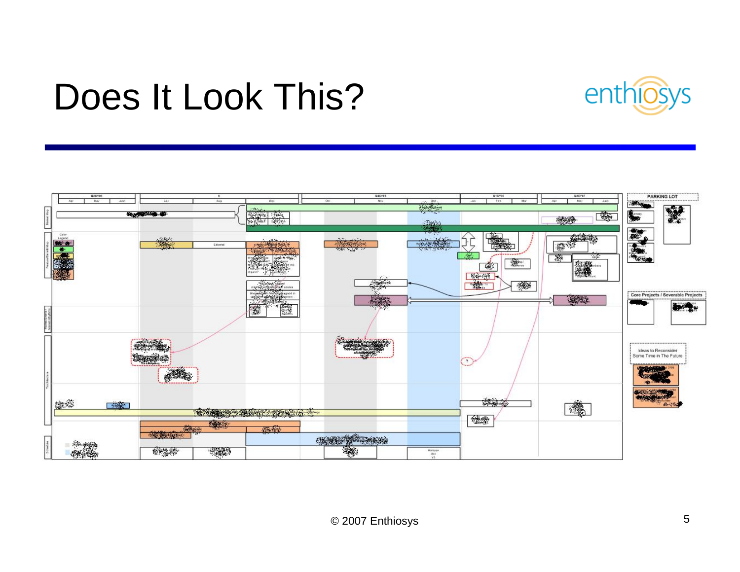# Does It Look This?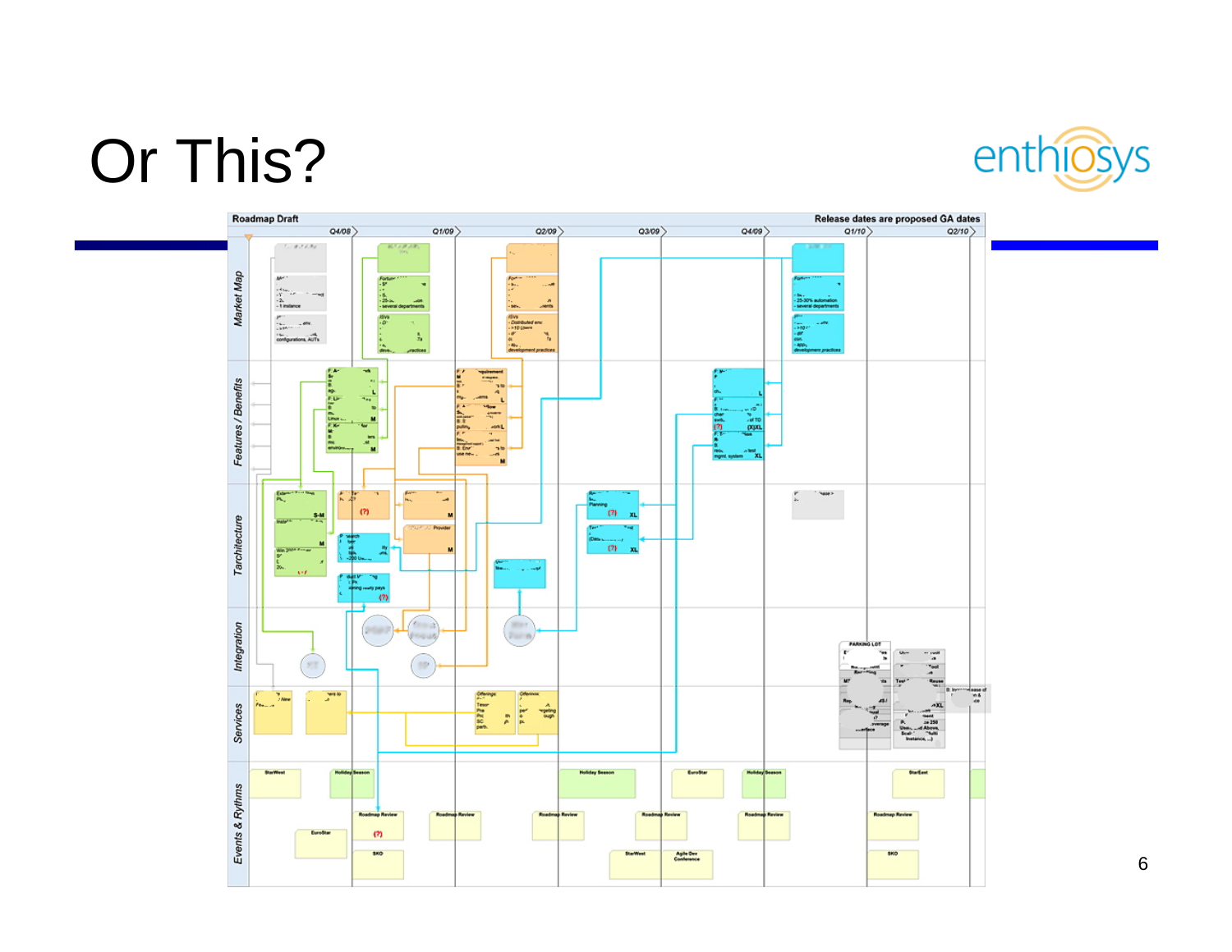# Or This?

Roadmap Draft

Release dates are proposed GA dates

Q4/08 | Q1/09 | Q2/09 | Q3/09 | Q4/09 | Q1/10 | Q2/10

Market Map

Features / Benefits

Tarchitecture

Integration

Services

Events & Rythms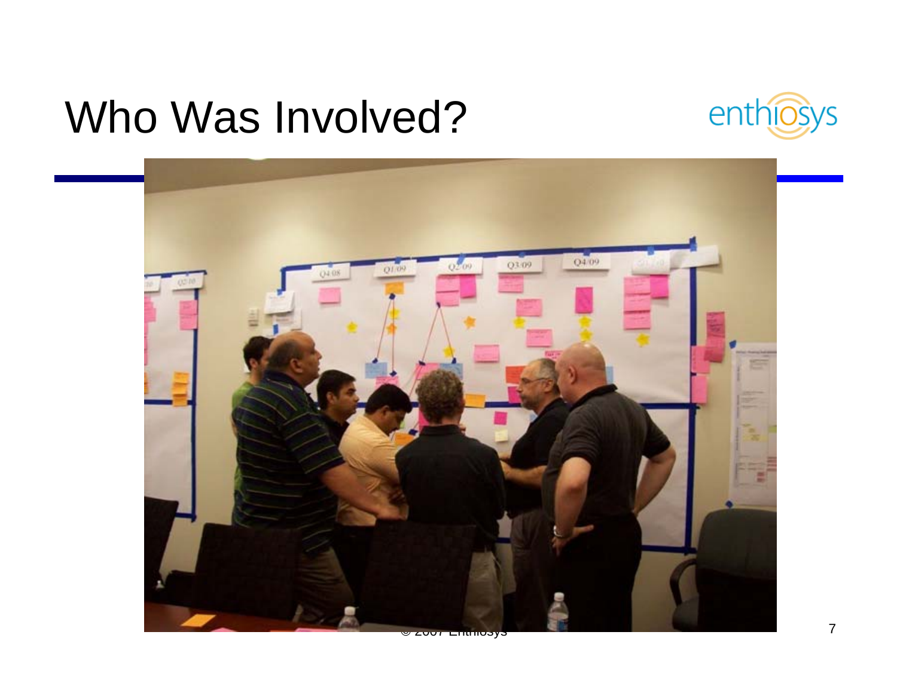# Who Was Involved?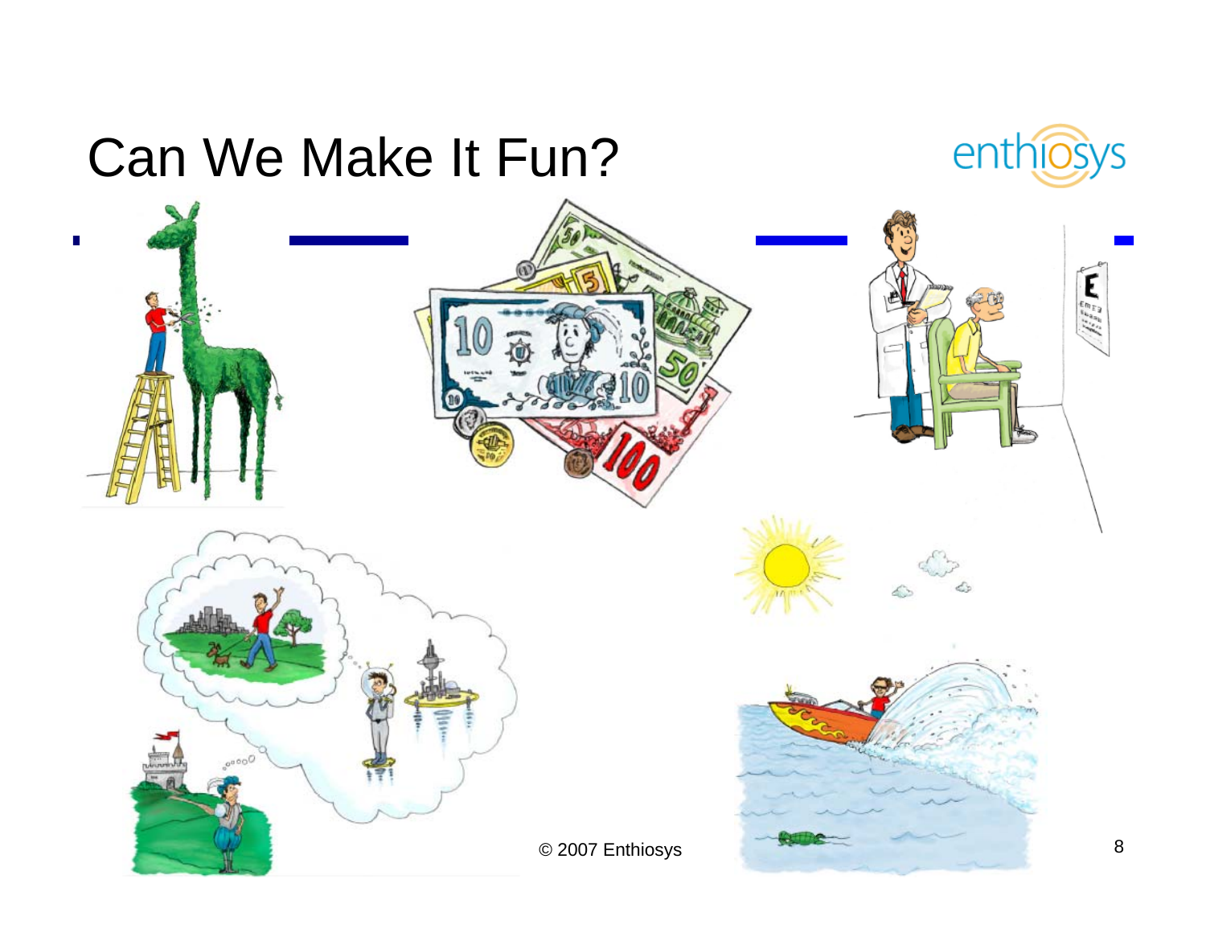# Can We Make It Fun?

© 2007 Enthiosys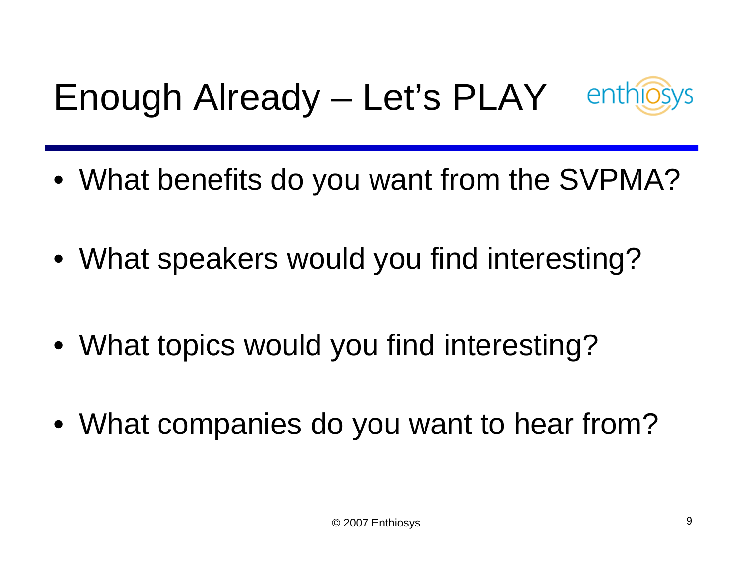# Enough Already – Let's PLAY

- What benefits do you want from the SVPMA?
- What speakers would you find interesting?
- What topics would you find interesting?
- What companies do you want to hear from?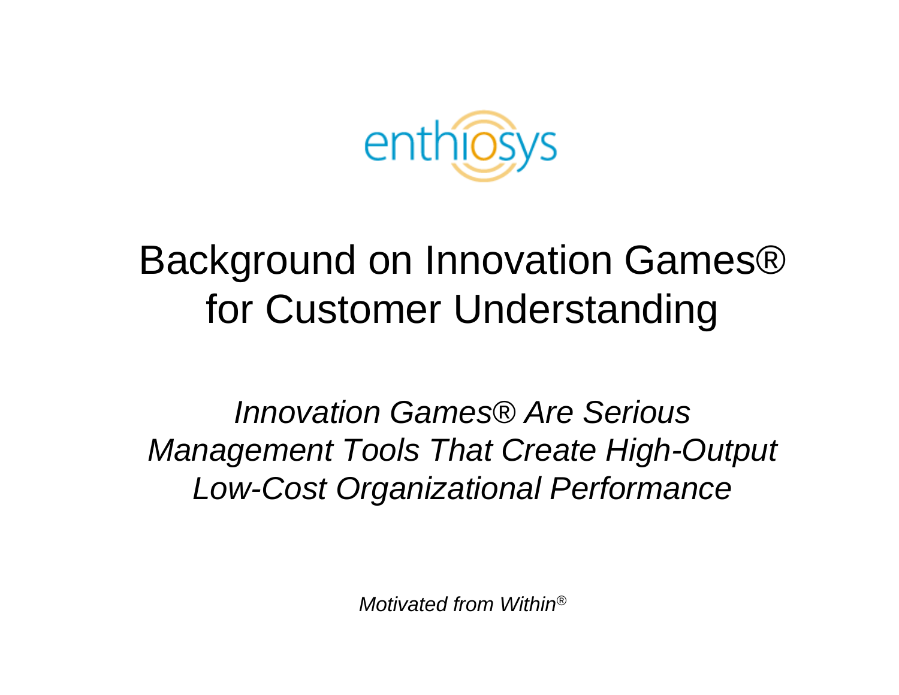enthiosys

# Background on Innovation Games® for Customer Understanding

*Innovation Games® Are Serious Management Tools That Create High-Output Low-Cost Organizational Performance*

*Motivated from Within®*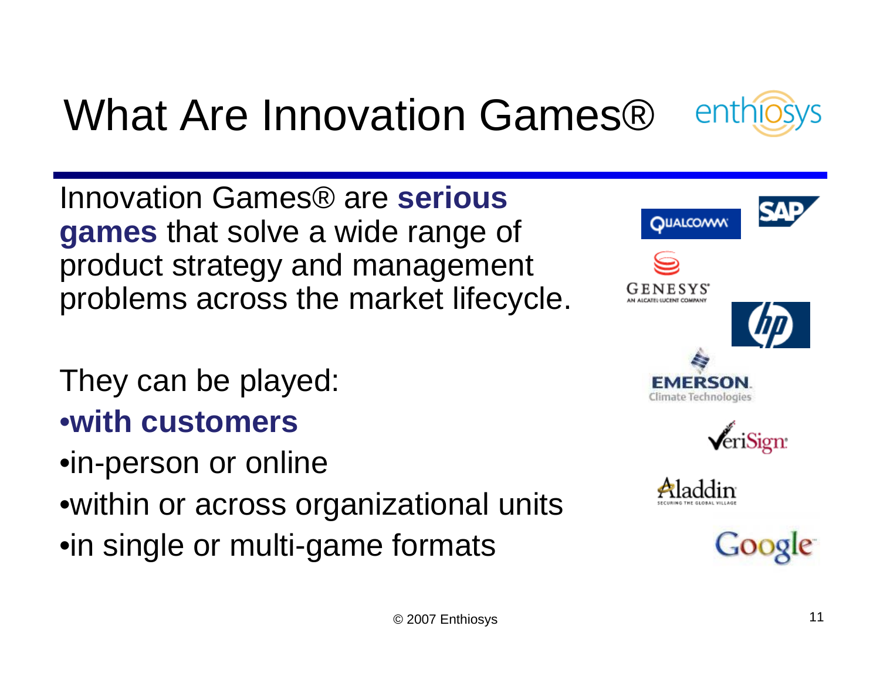# What Are Innovation Games®

Innovation Games® are **serious games** that solve a wide range of product strategy and management problems across the market lifecycle.

They can be played:

- **with customers**
- in-person or online
- within or across organizational units
- in single or multi-game formats

© 2007 Enthiosys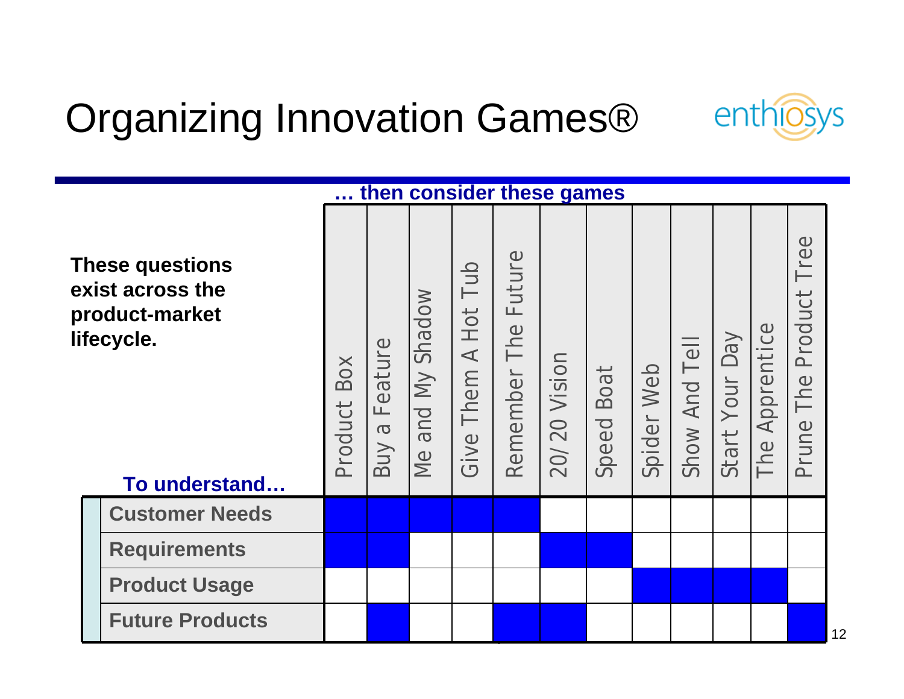# Organizing Innovation Games®

enthiosys

These questions exist across the product-market lifecycle.

**… then consider these games**

| To understand… | Product Box | Buy a Feature | Me and My Shadow | Give Them A Hot Tub | Remember The Future | 20/20 Vision | Speed Boat | Spider Web | Show And Tell | Start Your Day | The Apprentice | Prune The Product Tree |
|---|---|---|---|---|---|---|---|---|---|---|---|---|
| Customer Needs | ■ | ■ | ■ | ■ | ■ | | | | | | | |
| Requirements | ■ | ■ | | | | ■ | ■ | | | | | |
| Product Usage | | | | | | | | ■ | ■ | ■ | ■ | |
| Future Products | | ■ | | | ■ | ■ | | | | | | ■ |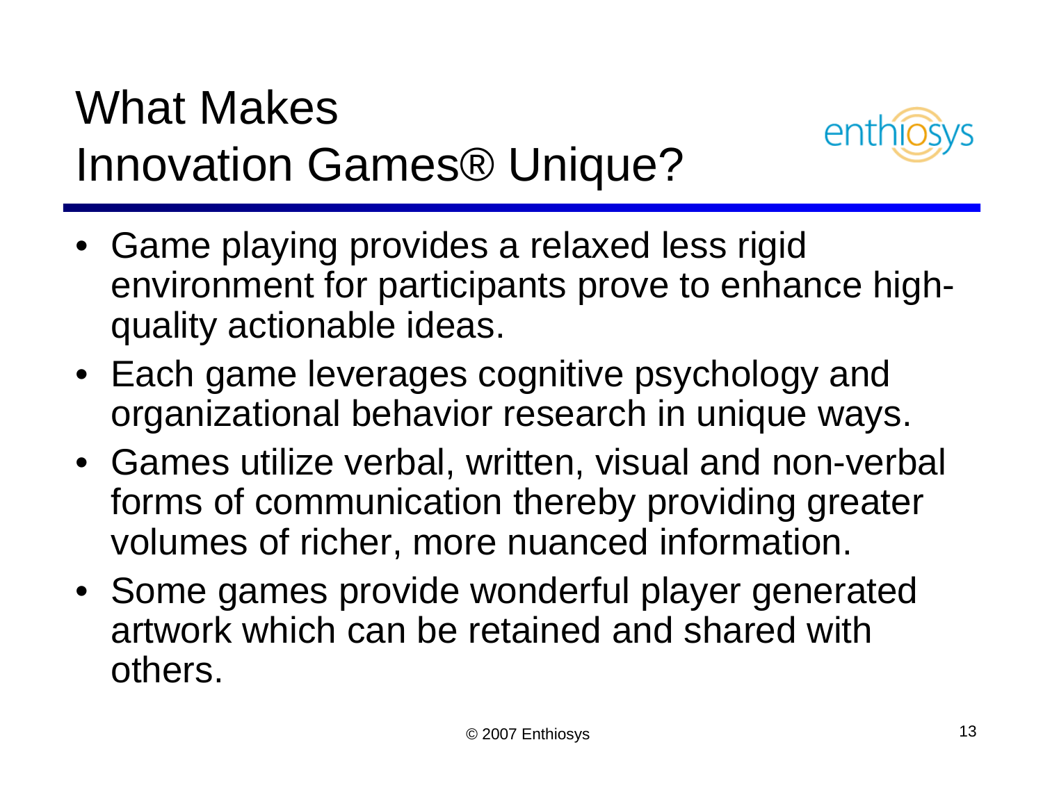# What Makes Innovation Games® Unique?

- Game playing provides a relaxed less rigid environment for participants prove to enhance high-quality actionable ideas.
- Each game leverages cognitive psychology and organizational behavior research in unique ways.
- Games utilize verbal, written, visual and non-verbal forms of communication thereby providing greater volumes of richer, more nuanced information.
- Some games provide wonderful player generated artwork which can be retained and shared with others.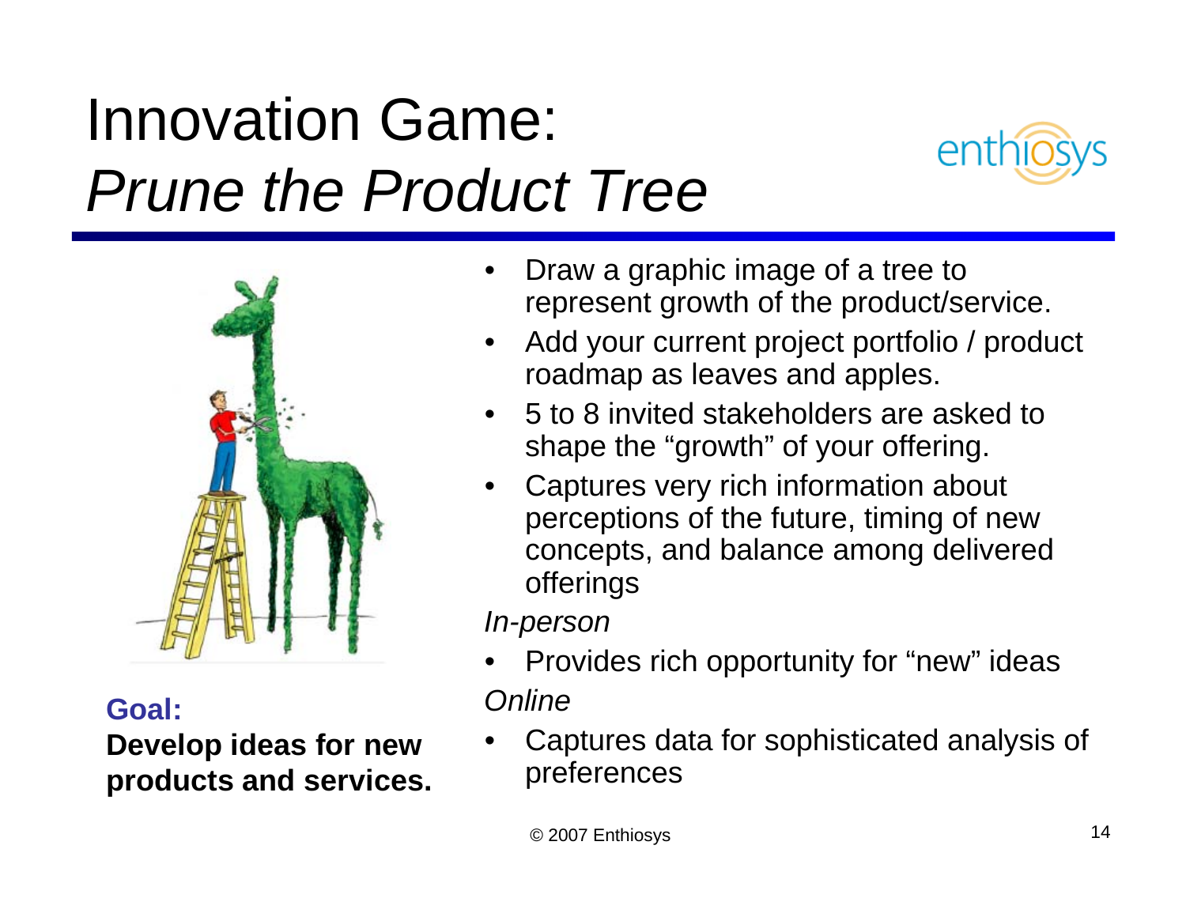# Innovation Game: *Prune the Product Tree*

**Goal:**
**Develop ideas for new products and services.**

- Draw a graphic image of a tree to represent growth of the product/service.
- Add your current project portfolio / product roadmap as leaves and apples.
- 5 to 8 invited stakeholders are asked to shape the "growth" of your offering.
- Captures very rich information about perceptions of the future, timing of new concepts, and balance among delivered offerings

*In-person*

- Provides rich opportunity for "new" ideas

*Online*

- Captures data for sophisticated analysis of preferences

© 2007 Enthiosys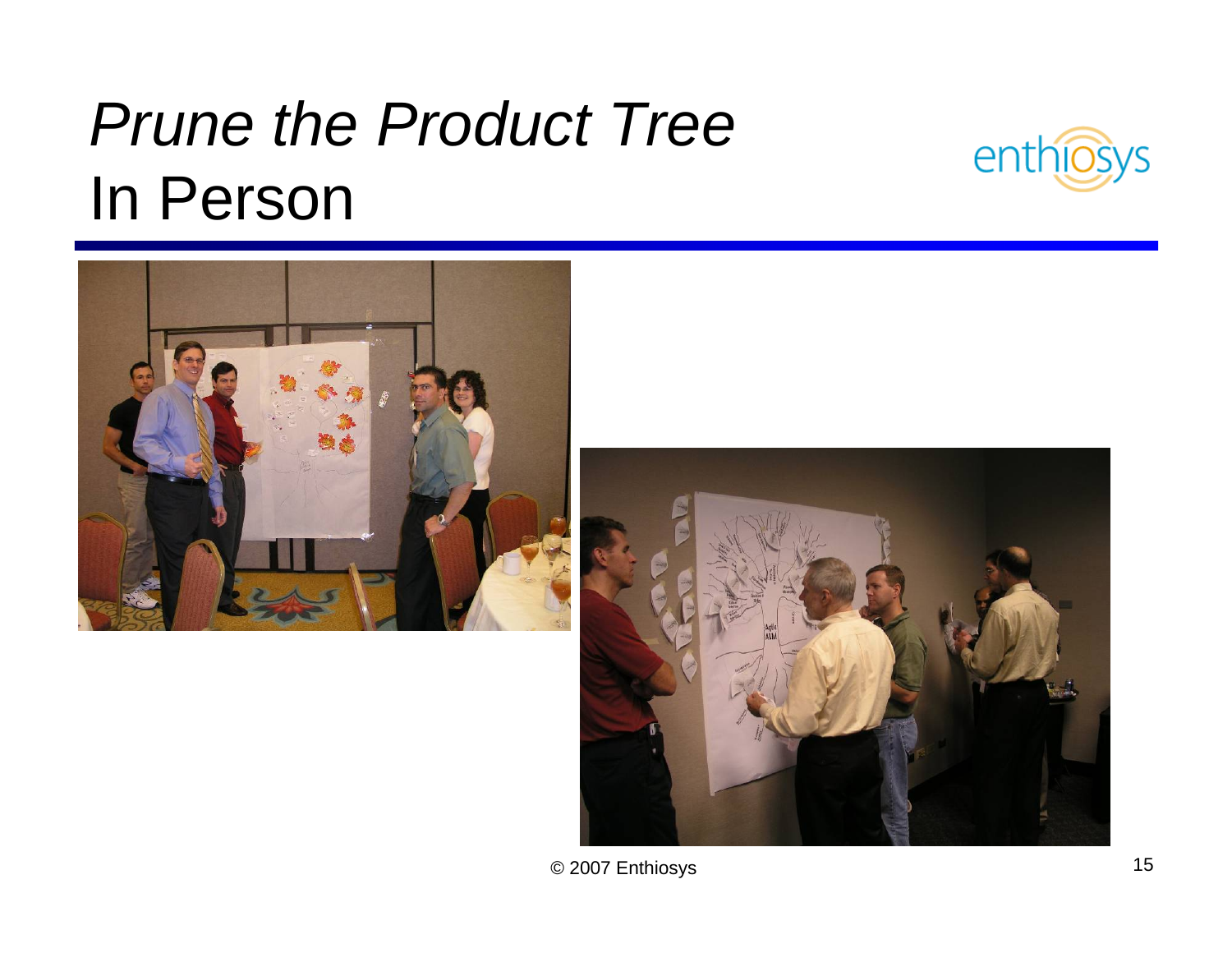# *Prune the Product Tree* In Person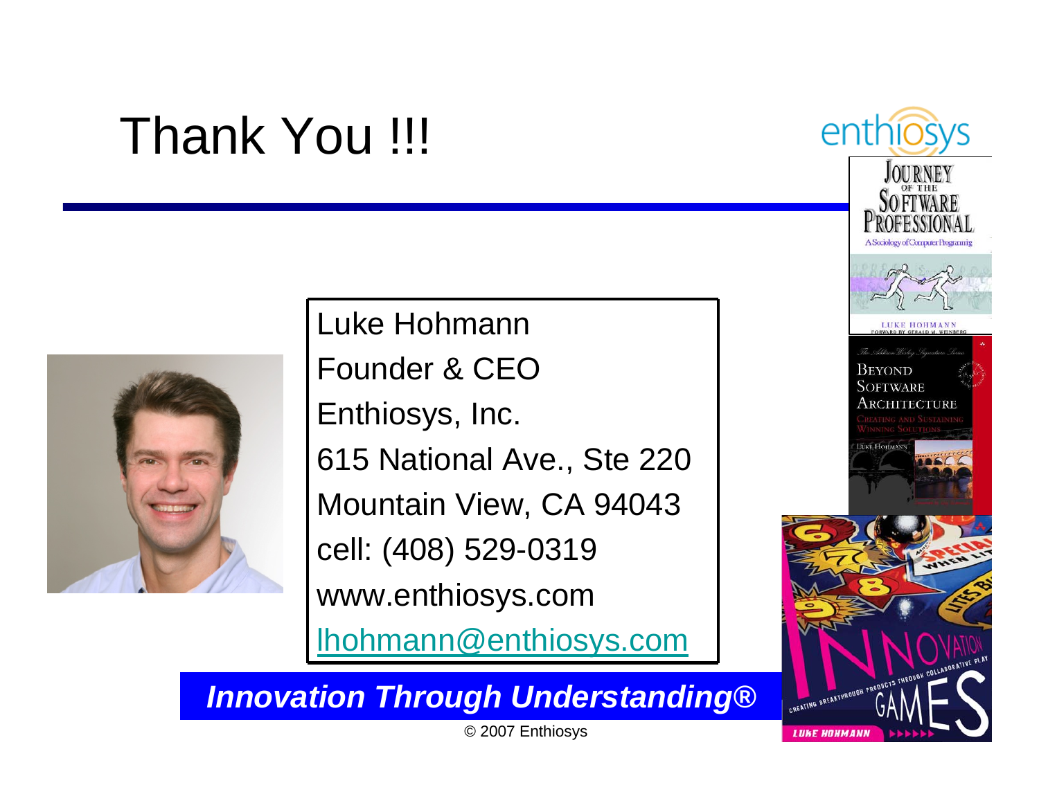# Thank You !!!

Luke Hohmann

Founder & CEO

Enthiosys, Inc.

615 National Ave., Ste 220

Mountain View, CA 94043

cell: (408) 529-0319

www.enthiosys.com

lhohmann@enthiosys.com

***Innovation Through Understanding®***

© 2007 Enthiosys